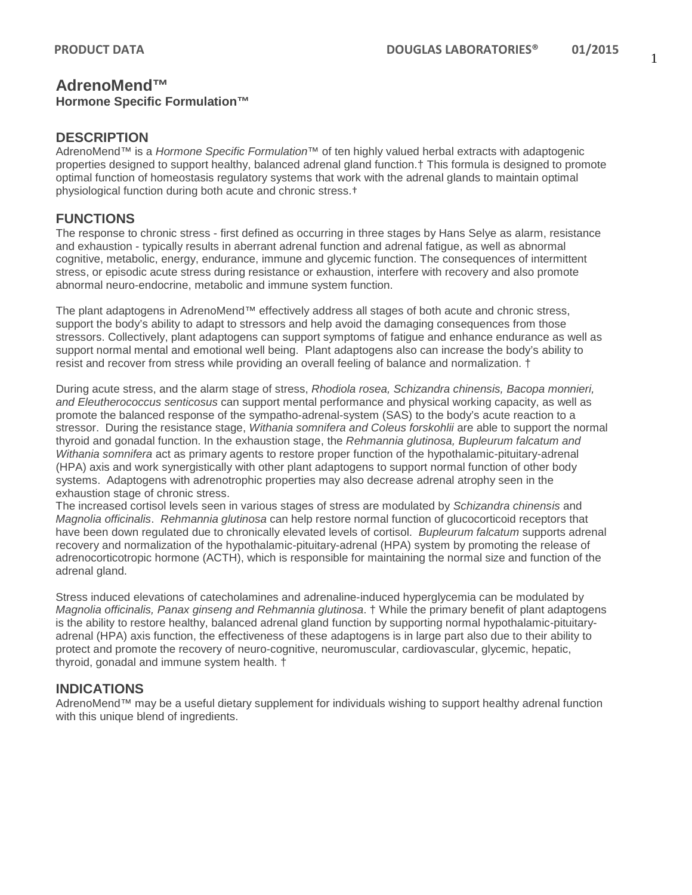# AdrenoMend™

**Hormone Specific Formulation™**

## DESCRIPTION

AdrenoMend™ is a *Hormone Specific Formulation*™ of ten highly valued herbal extracts with adaptogenic properties designed to support healthy, balanced adrenal gland function.† This formula is designed to promote optimal function of homeostasis regulatory systems that work with the adrenal glands to maintain optimal physiological function during both acute and chronic stress.†

## FUNCTIONS

The response to chronic stress - first defined as occurring in three stages by Hans Selye as alarm, resistance and exhaustion - typically results in aberrant adrenal function and adrenal fatigue, as well as abnormal cognitive, metabolic, energy, endurance, immune and glycemic function. The consequences of intermittent stress, or episodic acute stress during resistance or exhaustion, interfere with recovery and also promote abnormal neuro-endocrine, metabolic and immune system function.

The plant adaptogens in AdrenoMend™ effectively address all stages of both acute and chronic stress, support the body's ability to adapt to stressors and help avoid the damaging consequences from those stressors. Collectively, plant adaptogens can support symptoms of fatigue and enhance endurance as well as support normal mental and emotional well being. Plant adaptogens also can increase the body's ability to resist and recover from stress while providing an overall feeling of balance and normalization. †

During acute stress, and the alarm stage of stress, *Rhodiola rosea, Schizandra chinensis, Bacopa monnieri, and Eleutherococcus senticosus* can support mental performance and physical working capacity, as well as promote the balanced response of the sympatho-adrenal-system (SAS) to the body's acute reaction to a stressor. During the resistance stage, *Withania somnifera and Coleus forskohlii* are able to support the normal thyroid and gonadal function. In the exhaustion stage, the *Rehmannia glutinosa, Bupleurum falcatum and Withania somnifera* act as primary agents to restore proper function of the hypothalamic-pituitary-adrenal (HPA) axis and work synergistically with other plant adaptogens to support normal function of other body systems. Adaptogens with adrenotrophic properties may also decrease adrenal atrophy seen in the exhaustion stage of chronic stress.
The increased cortisol levels seen in various stages of stress are modulated by *Schizandra chinensis* and *Magnolia officinalis*. *Rehmannia glutinosa* can help restore normal function of glucocorticoid receptors that have been down regulated due to chronically elevated levels of cortisol. *Bupleurum falcatum* supports adrenal recovery and normalization of the hypothalamic-pituitary-adrenal (HPA) system by promoting the release of adrenocorticotropic hormone (ACTH), which is responsible for maintaining the normal size and function of the adrenal gland.

Stress induced elevations of catecholamines and adrenaline-induced hyperglycemia can be modulated by *Magnolia officinalis, Panax ginseng and Rehmannia glutinosa*. † While the primary benefit of plant adaptogens is the ability to restore healthy, balanced adrenal gland function by supporting normal hypothalamic-pituitary-adrenal (HPA) axis function, the effectiveness of these adaptogens is in large part also due to their ability to protect and promote the recovery of neuro-cognitive, neuromuscular, cardiovascular, glycemic, hepatic, thyroid, gonadal and immune system health. †

## INDICATIONS

AdrenoMend™ may be a useful dietary supplement for individuals wishing to support healthy adrenal function with this unique blend of ingredients.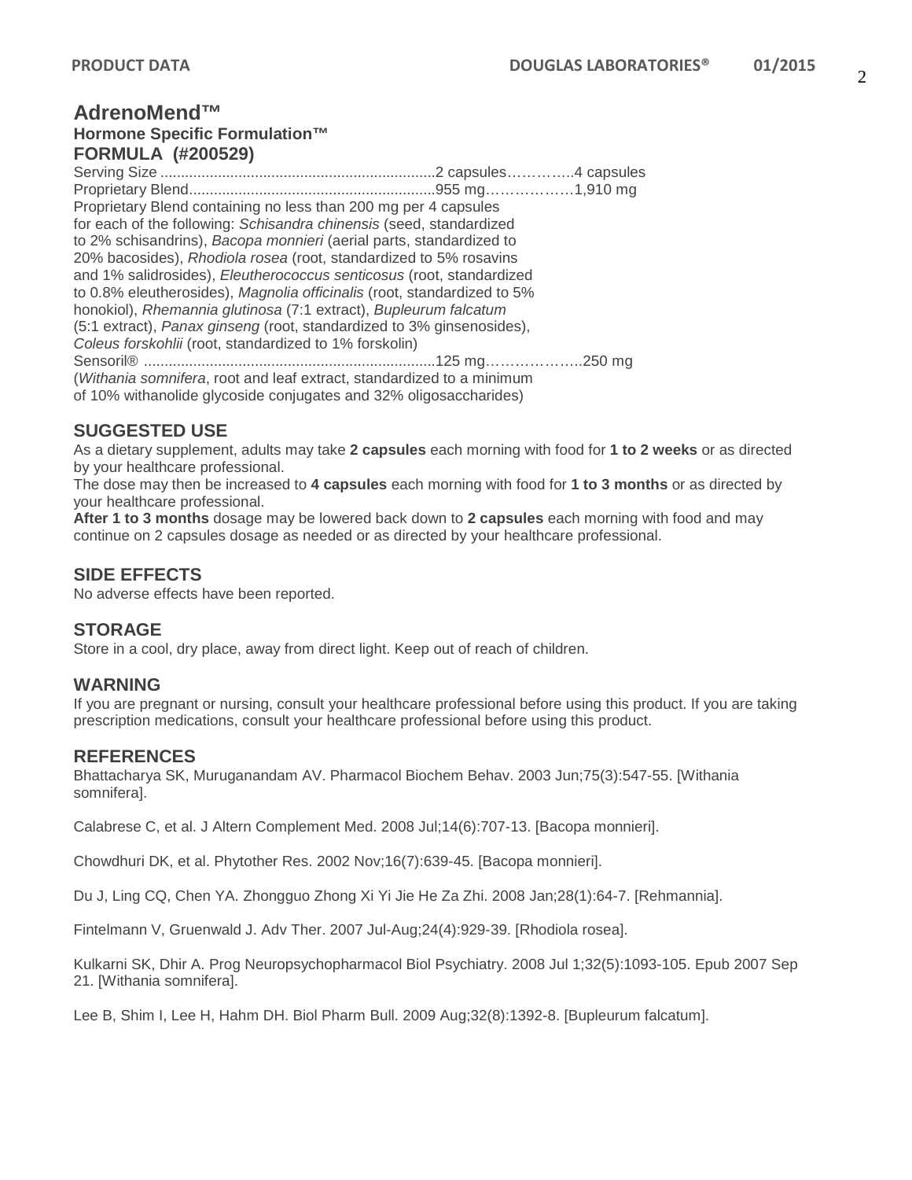## AdrenoMend™

### Hormone Specific Formulation™

### FORMULA (#200529)

| | | |
|---|---|---|
| Serving Size | 2 capsules | 4 capsules |
| Proprietary Blend | 955 mg | 1,910 mg |
| Proprietary Blend containing no less than 200 mg per 4 capsules for each of the following: *Schisandra chinensis* (seed, standardized to 2% schisandrins), *Bacopa monnieri* (aerial parts, standardized to 20% bacosides), *Rhodiola rosea* (root, standardized to 5% rosavins and 1% salidrosides), *Eleutherococcus senticosus* (root, standardized to 0.8% eleutherosides), *Magnolia officinalis* (root, standardized to 5% honokiol), *Rhemannia glutinosa* (7:1 extract), *Bupleurum falcatum* (5:1 extract), *Panax ginseng* (root, standardized to 3% ginsenosides), *Coleus forskohlii* (root, standardized to 1% forskolin) | | |
| Sensoril® (*Withania somnifera*, root and leaf extract, standardized to a minimum of 10% withanolide glycoside conjugates and 32% oligosaccharides) | 125 mg | 250 mg |

## SUGGESTED USE

As a dietary supplement, adults may take **2 capsules** each morning with food for **1 to 2 weeks** or as directed by your healthcare professional.

The dose may then be increased to **4 capsules** each morning with food for **1 to 3 months** or as directed by your healthcare professional.

**After 1 to 3 months** dosage may be lowered back down to **2 capsules** each morning with food and may continue on 2 capsules dosage as needed or as directed by your healthcare professional.

## SIDE EFFECTS

No adverse effects have been reported.

## STORAGE

Store in a cool, dry place, away from direct light. Keep out of reach of children.

## WARNING

If you are pregnant or nursing, consult your healthcare professional before using this product. If you are taking prescription medications, consult your healthcare professional before using this product.

## REFERENCES

Bhattacharya SK, Muruganandam AV. Pharmacol Biochem Behav. 2003 Jun;75(3):547-55. [Withania somnifera].

Calabrese C, et al. J Altern Complement Med. 2008 Jul;14(6):707-13. [Bacopa monnieri].

Chowdhuri DK, et al. Phytother Res. 2002 Nov;16(7):639-45. [Bacopa monnieri].

Du J, Ling CQ, Chen YA. Zhongguo Zhong Xi Yi Jie He Za Zhi. 2008 Jan;28(1):64-7. [Rehmannia].

Fintelmann V, Gruenwald J. Adv Ther. 2007 Jul-Aug;24(4):929-39. [Rhodiola rosea].

Kulkarni SK, Dhir A. Prog Neuropsychopharmacol Biol Psychiatry. 2008 Jul 1;32(5):1093-105. Epub 2007 Sep 21. [Withania somnifera].

Lee B, Shim I, Lee H, Hahm DH. Biol Pharm Bull. 2009 Aug;32(8):1392-8. [Bupleurum falcatum].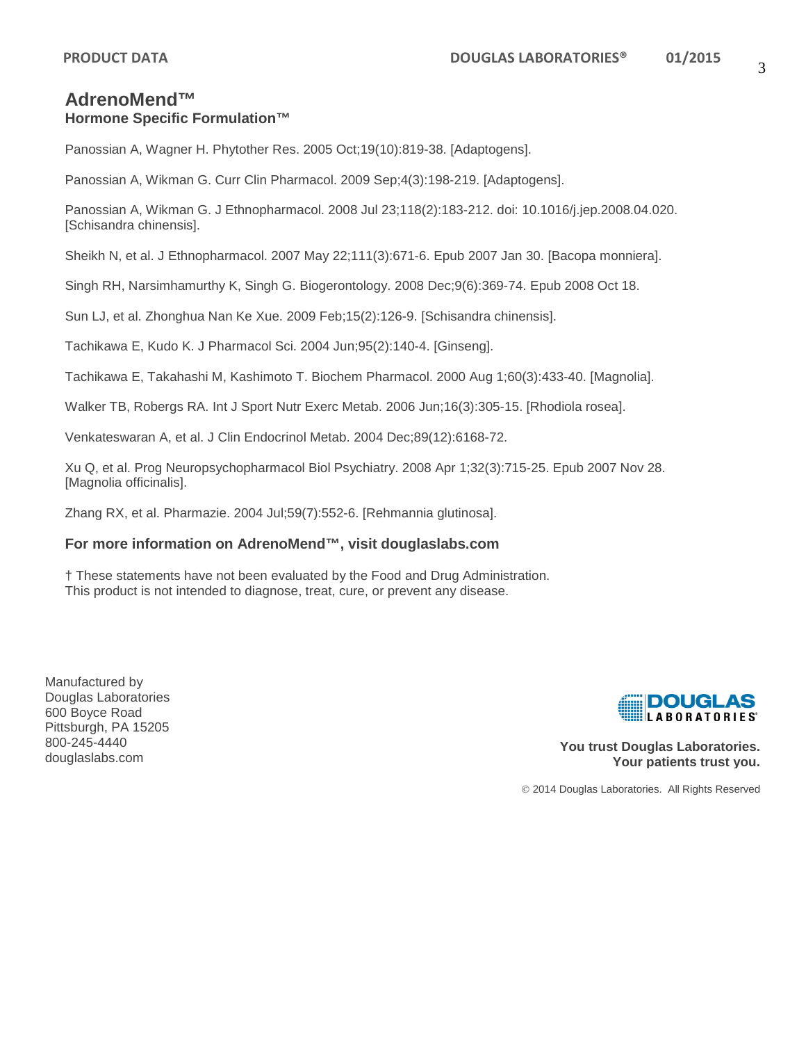## AdrenoMend™

### Hormone Specific Formulation™

Panossian A, Wagner H. Phytother Res. 2005 Oct;19(10):819-38. [Adaptogens].

Panossian A, Wikman G. Curr Clin Pharmacol. 2009 Sep;4(3):198-219. [Adaptogens].

Panossian A, Wikman G. J Ethnopharmacol. 2008 Jul 23;118(2):183-212. doi: 10.1016/j.jep.2008.04.020. [Schisandra chinensis].

Sheikh N, et al. J Ethnopharmacol. 2007 May 22;111(3):671-6. Epub 2007 Jan 30. [Bacopa monniera].

Singh RH, Narsimhamurthy K, Singh G. Biogerontology. 2008 Dec;9(6):369-74. Epub 2008 Oct 18.

Sun LJ, et al. Zhonghua Nan Ke Xue. 2009 Feb;15(2):126-9. [Schisandra chinensis].

Tachikawa E, Kudo K. J Pharmacol Sci. 2004 Jun;95(2):140-4. [Ginseng].

Tachikawa E, Takahashi M, Kashimoto T. Biochem Pharmacol. 2000 Aug 1;60(3):433-40. [Magnolia].

Walker TB, Robergs RA. Int J Sport Nutr Exerc Metab. 2006 Jun;16(3):305-15. [Rhodiola rosea].

Venkateswaran A, et al. J Clin Endocrinol Metab. 2004 Dec;89(12):6168-72.

Xu Q, et al. Prog Neuropsychopharmacol Biol Psychiatry. 2008 Apr 1;32(3):715-25. Epub 2007 Nov 28. [Magnolia officinalis].

Zhang RX, et al. Pharmazie. 2004 Jul;59(7):552-6. [Rehmannia glutinosa].

**For more information on AdrenoMend™, visit douglaslabs.com**

† These statements have not been evaluated by the Food and Drug Administration.
This product is not intended to diagnose, treat, cure, or prevent any disease.

Manufactured by
Douglas Laboratories
600 Boyce Road
Pittsburgh, PA 15205
800-245-4440
douglaslabs.com

DOUGLAS LABORATORIES®

**You trust Douglas Laboratories.**
**Your patients trust you.**

© 2014 Douglas Laboratories. All Rights Reserved